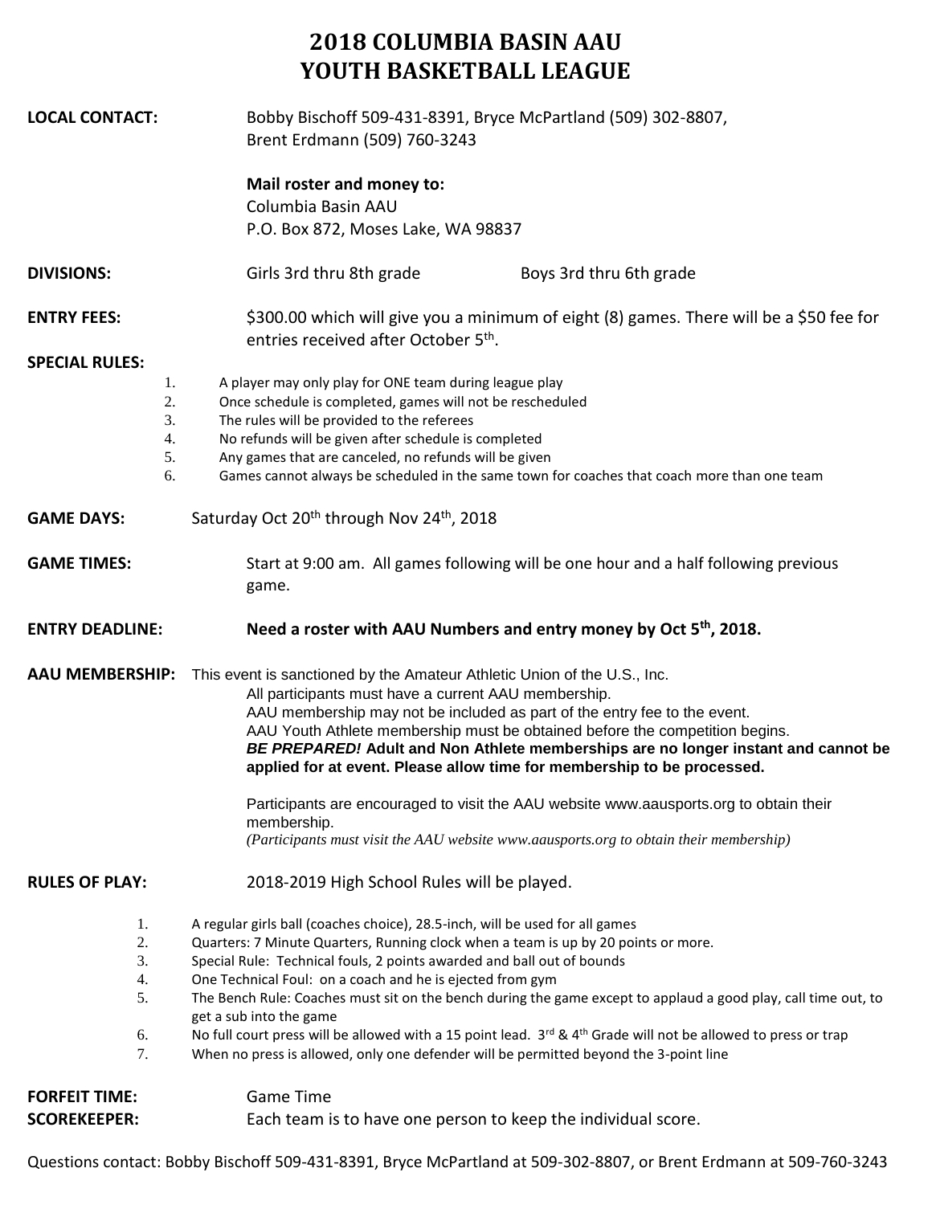# 2018 COLUMBIA BASIN AAU
# YOUTH BASKETBALL LEAGUE

**LOCAL CONTACT:** Bobby Bischoff 509-431-8391, Bryce McPartland (509) 302-8807, Brent Erdmann (509) 760-3243

**Mail roster and money to:**
Columbia Basin AAU
P.O. Box 872, Moses Lake, WA 98837

**DIVISIONS:** Girls 3rd thru 8th grade Boys 3rd thru 6th grade

**ENTRY FEES:** $300.00 which will give you a minimum of eight (8) games. There will be a $50 fee for entries received after October 5th.

**SPECIAL RULES:**

1. A player may only play for ONE team during league play
2. Once schedule is completed, games will not be rescheduled
3. The rules will be provided to the referees
4. No refunds will be given after schedule is completed
5. Any games that are canceled, no refunds will be given
6. Games cannot always be scheduled in the same town for coaches that coach more than one team

**GAME DAYS:** Saturday Oct 20th through Nov 24th, 2018

**GAME TIMES:** Start at 9:00 am. All games following will be one hour and a half following previous game.

**ENTRY DEADLINE:** **Need a roster with AAU Numbers and entry money by Oct 5th, 2018.**

**AAU MEMBERSHIP:** This event is sanctioned by the Amateur Athletic Union of the U.S., Inc.
All participants must have a current AAU membership.
AAU membership may not be included as part of the entry fee to the event.
AAU Youth Athlete membership must be obtained before the competition begins.
***BE PREPARED!*** **Adult and Non Athlete memberships are no longer instant and cannot be applied for at event. Please allow time for membership to be processed.**

Participants are encouraged to visit the AAU website www.aausports.org to obtain their membership.
*(Participants must visit the AAU website www.aausports.org to obtain their membership)*

**RULES OF PLAY:** 2018-2019 High School Rules will be played.

1. A regular girls ball (coaches choice), 28.5-inch, will be used for all games
2. Quarters: 7 Minute Quarters, Running clock when a team is up by 20 points or more.
3. Special Rule: Technical fouls, 2 points awarded and ball out of bounds
4. One Technical Foul: on a coach and he is ejected from gym
5. The Bench Rule: Coaches must sit on the bench during the game except to applaud a good play, call time out, to get a sub into the game
6. No full court press will be allowed with a 15 point lead. 3rd & 4th Grade will not be allowed to press or trap
7. When no press is allowed, only one defender will be permitted beyond the 3-point line

**FORFEIT TIME:** Game Time
**SCOREKEEPER:** Each team is to have one person to keep the individual score.

Questions contact: Bobby Bischoff 509-431-8391, Bryce McPartland at 509-302-8807, or Brent Erdmann at 509-760-3243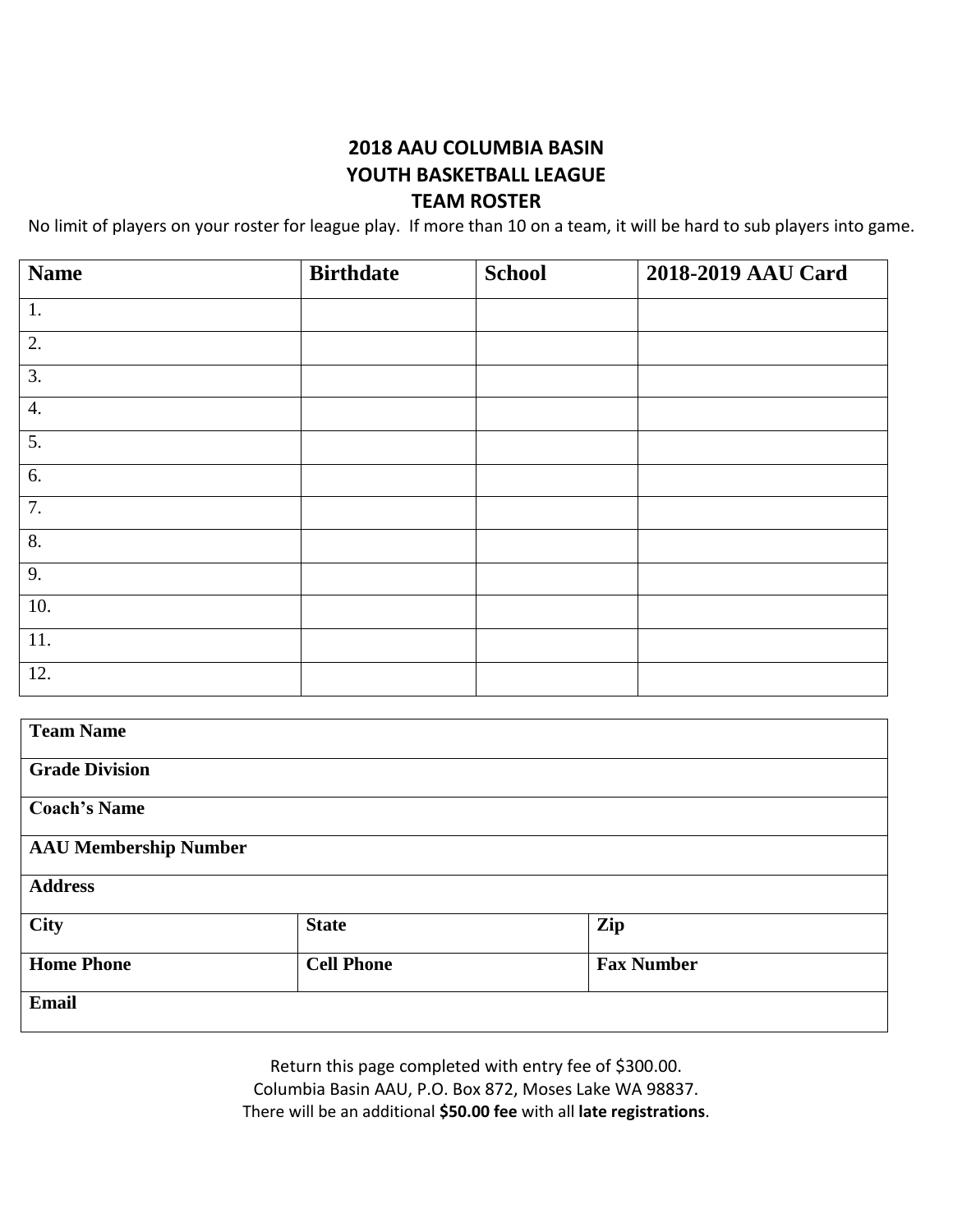## 2018 AAU COLUMBIA BASIN
## YOUTH BASKETBALL LEAGUE
## TEAM ROSTER

No limit of players on your roster for league play. If more than 10 on a team, it will be hard to sub players into game.

| Name | Birthdate | School | 2018-2019 AAU Card |
|---|---|---|---|
| 1. | | | |
| 2. | | | |
| 3. | | | |
| 4. | | | |
| 5. | | | |
| 6. | | | |
| 7. | | | |
| 8. | | | |
| 9. | | | |
| 10. | | | |
| 11. | | | |
| 12. | | | |

| | | |
|---|---|---|
| **Team Name** | | |
| **Grade Division** | | |
| **Coach's Name** | | |
| **AAU Membership Number** | | |
| **Address** | | |
| **City** | **State** | **Zip** |
| **Home Phone** | **Cell Phone** | **Fax Number** |
| **Email** | | |

Return this page completed with entry fee of $300.00.
Columbia Basin AAU, P.O. Box 872, Moses Lake WA 98837.
There will be an additional **$50.00 fee** with all **late registrations**.